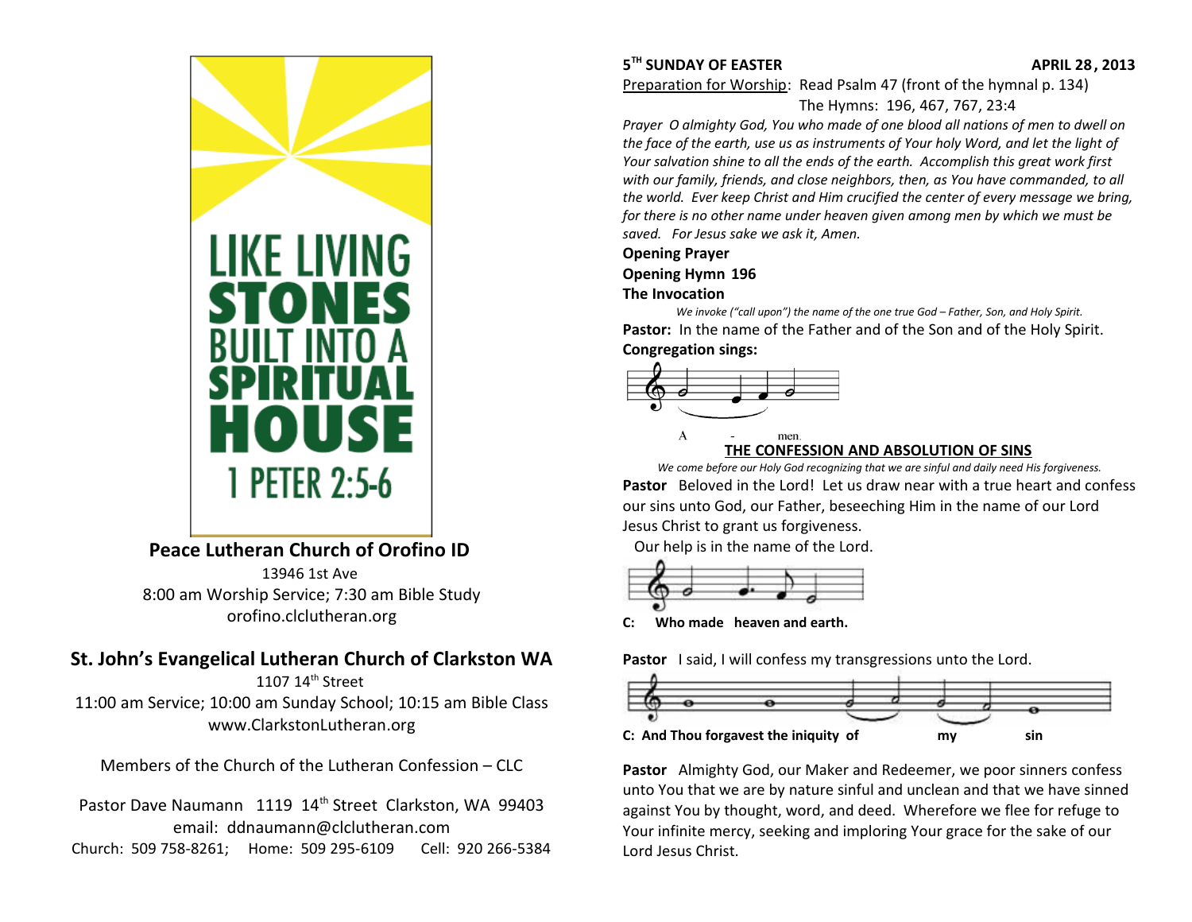LIKE LIVING STONES BUILT INTO A SPIRITUAL HOUSE

1 PETER 2:5-6

## Peace Lutheran Church of Orofino ID

13946 1st Ave
8:00 am Worship Service; 7:30 am Bible Study
orofino.clclutheran.org

## St. John's Evangelical Lutheran Church of Clarkston WA

1107 14th Street
11:00 am Service; 10:00 am Sunday School; 10:15 am Bible Class
www.ClarkstonLutheran.org

Members of the Church of the Lutheran Confession – CLC

Pastor Dave Naumann 1119 14th Street Clarkston, WA 99403
email: ddnaumann@clclutheran.com
Church: 509 758-8261; Home: 509 295-6109 Cell: 920 266-5384

**5TH SUNDAY OF EASTER** **APRIL 28, 2013**

Preparation for Worship: Read Psalm 47 (front of the hymnal p. 134)
The Hymns: 196, 467, 767, 23:4

*Prayer O almighty God, You who made of one blood all nations of men to dwell on the face of the earth, use us as instruments of Your holy Word, and let the light of Your salvation shine to all the ends of the earth. Accomplish this great work first with our family, friends, and close neighbors, then, as You have commanded, to all the world. Ever keep Christ and Him crucified the center of every message we bring, for there is no other name under heaven given among men by which we must be saved. For Jesus sake we ask it, Amen.*

**Opening Prayer**

**Opening Hymn 196**

**The Invocation**

*We invoke ("call upon") the name of the one true God – Father, Son, and Holy Spirit.*

**Pastor:** In the name of the Father and of the Son and of the Holy Spirit.

**Congregation sings:**

A - men.

## THE CONFESSION AND ABSOLUTION OF SINS

*We come before our Holy God recognizing that we are sinful and daily need His forgiveness.*

**Pastor** Beloved in the Lord! Let us draw near with a true heart and confess our sins unto God, our Father, beseeching Him in the name of our Lord Jesus Christ to grant us forgiveness.

Our help is in the name of the Lord.

**C: Who made heaven and earth.**

**Pastor** I said, I will confess my transgressions unto the Lord.

**C: And Thou forgavest the iniquity of my sin**

**Pastor** Almighty God, our Maker and Redeemer, we poor sinners confess unto You that we are by nature sinful and unclean and that we have sinned against You by thought, word, and deed. Wherefore we flee for refuge to Your infinite mercy, seeking and imploring Your grace for the sake of our Lord Jesus Christ.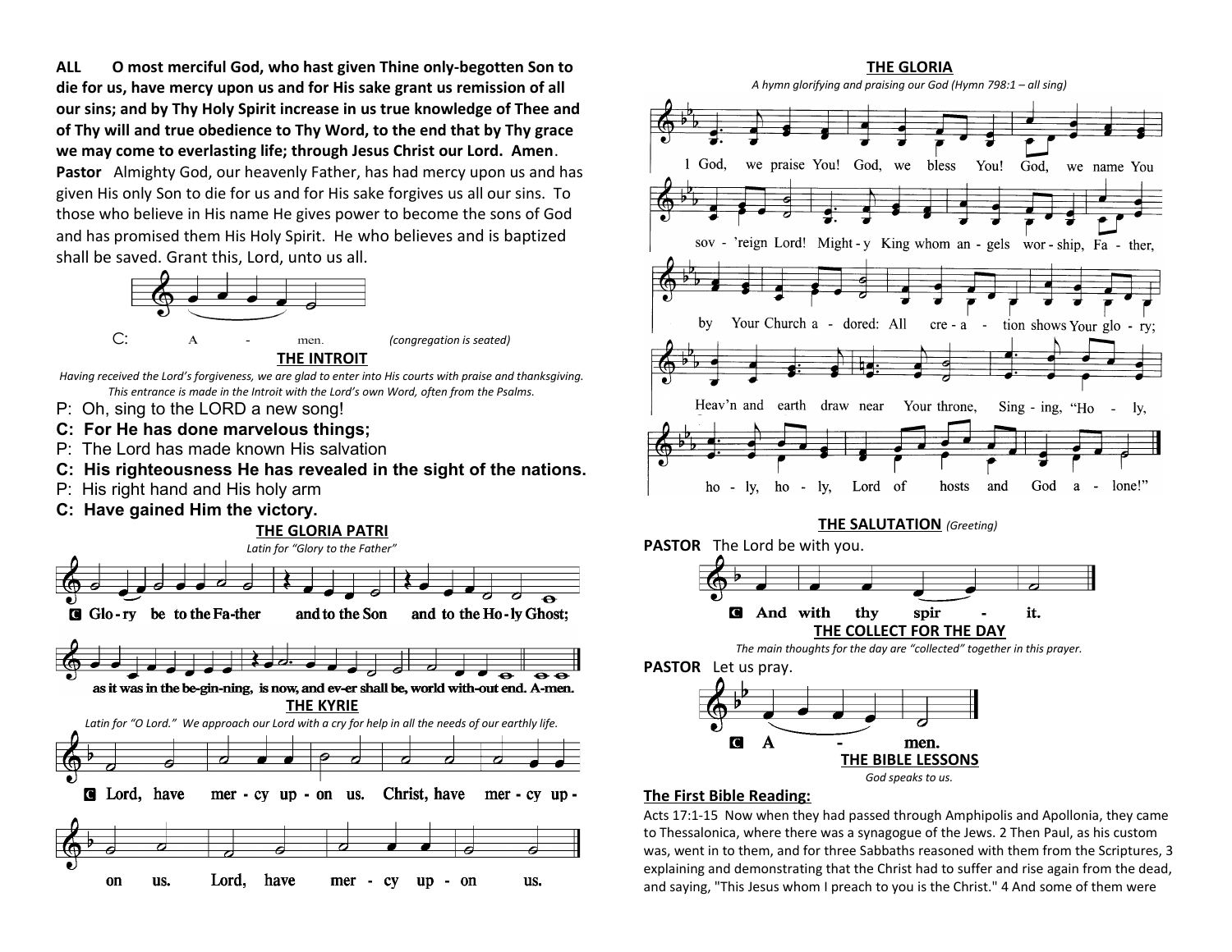**ALL** **O most merciful God, who hast given Thine only-begotten Son to die for us, have mercy upon us and for His sake grant us remission of all our sins; and by Thy Holy Spirit increase in us true knowledge of Thee and of Thy will and true obedience to Thy Word, to the end that by Thy grace we may come to everlasting life; through Jesus Christ our Lord. Amen**.

**Pastor** Almighty God, our heavenly Father, has had mercy upon us and has given His only Son to die for us and for His sake forgives us all our sins. To those who believe in His name He gives power to become the sons of God and has promised them His Holy Spirit. He who believes and is baptized shall be saved. Grant this, Lord, unto us all.

C: A - men. *(congregation is seated)*

## THE INTROIT

*Having received the Lord's forgiveness, we are glad to enter into His courts with praise and thanksgiving. This entrance is made in the Introit with the Lord's own Word, often from the Psalms.*

P: Oh, sing to the LORD a new song!
**C: For He has done marvelous things;**
P: The Lord has made known His salvation
**C: His righteousness He has revealed in the sight of the nations.**
P: His right hand and His holy arm
**C: Have gained Him the victory.**

## THE GLORIA PATRI

*Latin for "Glory to the Father"*

C Glo-ry be to the Fa-ther and to the Son and to the Ho-ly Ghost; as it was in the be-gin-ning, is now, and ev-er shall be, world with-out end. A-men.

## THE KYRIE

*Latin for "O Lord." We approach our Lord with a cry for help in all the needs of our earthly life.*

C Lord, have mer-cy up-on us. Christ, have mer-cy up-on us. Lord, have mer-cy up-on us.

## THE GLORIA

*A hymn glorifying and praising our God (Hymn 798:1 – all sing)*

1 God, we praise You! God, we bless You! God, we name You sov-'reign Lord! Might-y King whom an-gels wor-ship, Fa-ther, by Your Church a-dored: All cre-a-tion shows Your glo-ry; Heav'n and earth draw near Your throne, Sing-ing, "Ho-ly, ho-ly, ho-ly, Lord of hosts and God a-lone!"

## THE SALUTATION *(Greeting)*

**PASTOR** The Lord be with you.

C And with thy spir - it.

## THE COLLECT FOR THE DAY

*The main thoughts for the day are "collected" together in this prayer.*

**PASTOR** Let us pray.

C A - men.

## THE BIBLE LESSONS

*God speaks to us.*

### The First Bible Reading:

Acts 17:1-15 Now when they had passed through Amphipolis and Apollonia, they came to Thessalonica, where there was a synagogue of the Jews. 2 Then Paul, as his custom was, went in to them, and for three Sabbaths reasoned with them from the Scriptures, 3 explaining and demonstrating that the Christ had to suffer and rise again from the dead, and saying, "This Jesus whom I preach to you is the Christ." 4 And some of them were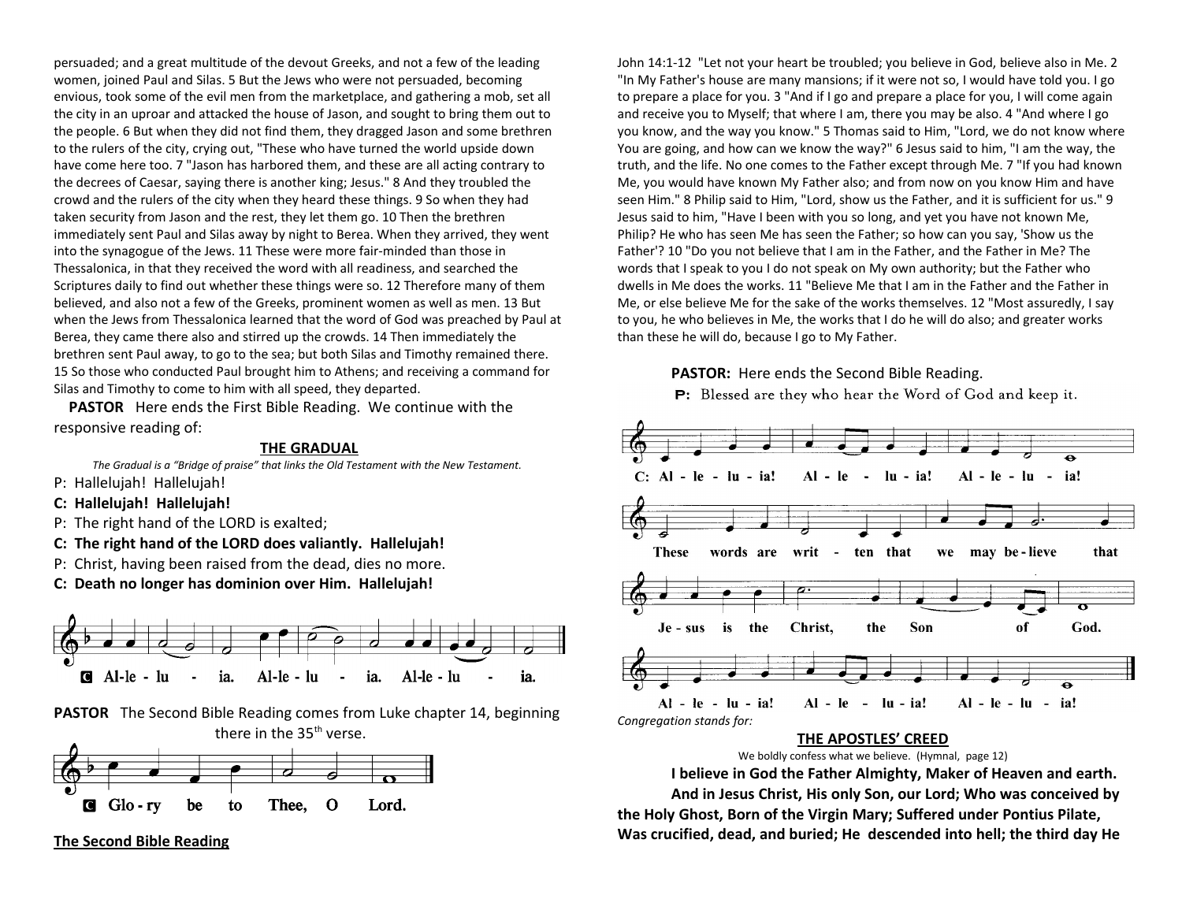persuaded; and a great multitude of the devout Greeks, and not a few of the leading women, joined Paul and Silas. 5 But the Jews who were not persuaded, becoming envious, took some of the evil men from the marketplace, and gathering a mob, set all the city in an uproar and attacked the house of Jason, and sought to bring them out to the people. 6 But when they did not find them, they dragged Jason and some brethren to the rulers of the city, crying out, "These who have turned the world upside down have come here too. 7 "Jason has harbored them, and these are all acting contrary to the decrees of Caesar, saying there is another king; Jesus." 8 And they troubled the crowd and the rulers of the city when they heard these things. 9 So when they had taken security from Jason and the rest, they let them go. 10 Then the brethren immediately sent Paul and Silas away by night to Berea. When they arrived, they went into the synagogue of the Jews. 11 These were more fair-minded than those in Thessalonica, in that they received the word with all readiness, and searched the Scriptures daily to find out whether these things were so. 12 Therefore many of them believed, and also not a few of the Greeks, prominent women as well as men. 13 But when the Jews from Thessalonica learned that the word of God was preached by Paul at Berea, they came there also and stirred up the crowds. 14 Then immediately the brethren sent Paul away, to go to the sea; but both Silas and Timothy remained there. 15 So those who conducted Paul brought him to Athens; and receiving a command for Silas and Timothy to come to him with all speed, they departed.

**PASTOR** Here ends the First Bible Reading. We continue with the responsive reading of:

## THE GRADUAL

*The Gradual is a "Bridge of praise" that links the Old Testament with the New Testament.*

P: Hallelujah! Hallelujah!

**C: Hallelujah! Hallelujah!**

P: The right hand of the LORD is exalted;

**C: The right hand of the LORD does valiantly. Hallelujah!**

P: Christ, having been raised from the dead, dies no more.

**C: Death no longer has dominion over Him. Hallelujah!**

C Al-le-lu-ia. Al-le-lu-ia. Al-le-lu-ia.

**PASTOR** The Second Bible Reading comes from Luke chapter 14, beginning there in the 35th verse.

C Glo-ry be to Thee, O Lord.

**The Second Bible Reading**

John 14:1-12 "Let not your heart be troubled; you believe in God, believe also in Me. 2 "In My Father's house are many mansions; if it were not so, I would have told you. I go to prepare a place for you. 3 "And if I go and prepare a place for you, I will come again and receive you to Myself; that where I am, there you may be also. 4 "And where I go you know, and the way you know." 5 Thomas said to Him, "Lord, we do not know where You are going, and how can we know the way?" 6 Jesus said to him, "I am the way, the truth, and the life. No one comes to the Father except through Me. 7 "If you had known Me, you would have known My Father also; and from now on you know Him and have seen Him." 8 Philip said to Him, "Lord, show us the Father, and it is sufficient for us." 9 Jesus said to him, "Have I been with you so long, and yet you have not known Me, Philip? He who has seen Me has seen the Father; so how can you say, 'Show us the Father'? 10 "Do you not believe that I am in the Father, and the Father in Me? The words that I speak to you I do not speak on My own authority; but the Father who dwells in Me does the works. 11 "Believe Me that I am in the Father and the Father in Me, or else believe Me for the sake of the works themselves. 12 "Most assuredly, I say to you, he who believes in Me, the works that I do he will do also; and greater works than these he will do, because I go to My Father.

**PASTOR:** Here ends the Second Bible Reading.

**P:** Blessed are they who hear the Word of God and keep it.

C: Al-le-lu-ia! Al-le-lu-ia! Al-le-lu-ia! These words are writ-ten that we may be-lieve that Je-sus is the Christ, the Son of God. Al-le-lu-ia! Al-le-lu-ia! Al-le-lu-ia!

*Congregation stands for:*

## THE APOSTLES' CREED

We boldly confess what we believe. (Hymnal, page 12)

**I believe in God the Father Almighty, Maker of Heaven and earth.**

**And in Jesus Christ, His only Son, our Lord; Who was conceived by the Holy Ghost, Born of the Virgin Mary; Suffered under Pontius Pilate, Was crucified, dead, and buried; He descended into hell; the third day He**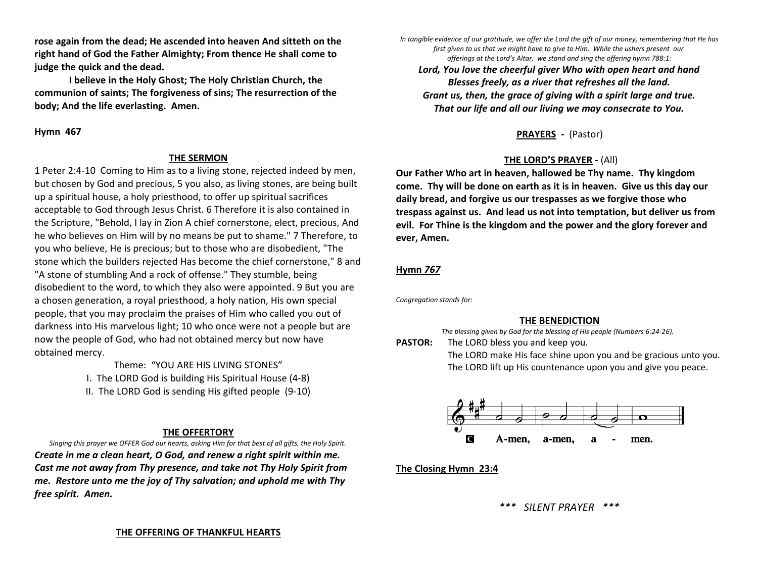**rose again from the dead; He ascended into heaven And sitteth on the right hand of God the Father Almighty; From thence He shall come to judge the quick and the dead.**

**I believe in the Holy Ghost; The Holy Christian Church, the communion of saints; The forgiveness of sins; The resurrection of the body; And the life everlasting. Amen.**

**Hymn 467**

## THE SERMON

1 Peter 2:4-10 Coming to Him as to a living stone, rejected indeed by men, but chosen by God and precious, 5 you also, as living stones, are being built up a spiritual house, a holy priesthood, to offer up spiritual sacrifices acceptable to God through Jesus Christ. 6 Therefore it is also contained in the Scripture, "Behold, I lay in Zion A chief cornerstone, elect, precious, And he who believes on Him will by no means be put to shame." 7 Therefore, to you who believe, He is precious; but to those who are disobedient, "The stone which the builders rejected Has become the chief cornerstone," 8 and "A stone of stumbling And a rock of offense." They stumble, being disobedient to the word, to which they also were appointed. 9 But you are a chosen generation, a royal priesthood, a holy nation, His own special people, that you may proclaim the praises of Him who called you out of darkness into His marvelous light; 10 who once were not a people but are now the people of God, who had not obtained mercy but now have obtained mercy.

Theme: "YOU ARE HIS LIVING STONES"

I. The LORD God is building His Spiritual House (4-8)

II. The LORD God is sending His gifted people (9-10)

## THE OFFERTORY

*Singing this prayer we OFFER God our hearts, asking Him for that best of all gifts, the Holy Spirit.*

***Create in me a clean heart, O God, and renew a right spirit within me. Cast me not away from Thy presence, and take not Thy Holy Spirit from me. Restore unto me the joy of Thy salvation; and uphold me with Thy free spirit. Amen.***

## THE OFFERING OF THANKFUL HEARTS

*In tangible evidence of our gratitude, we offer the Lord the gift of our money, remembering that He has first given to us that we might have to give to Him. While the ushers present our offerings at the Lord's Altar, we stand and sing the offering hymn 788:1:*

***Lord, You love the cheerful giver Who with open heart and hand***
***Blesses freely, as a river that refreshes all the land.***
***Grant us, then, the grace of giving with a spirit large and true.***
***That our life and all our living we may consecrate to You.***

**PRAYERS** - (Pastor)

**THE LORD'S PRAYER** - (All)

**Our Father Who art in heaven, hallowed be Thy name. Thy kingdom come. Thy will be done on earth as it is in heaven. Give us this day our daily bread, and forgive us our trespasses as we forgive those who trespass against us. And lead us not into temptation, but deliver us from evil. For Thine is the kingdom and the power and the glory forever and ever, Amen.**

**Hymn *767***

*Congregation stands for:*

## THE BENEDICTION

*The blessing given by God for the blessing of His people (Numbers 6:24-26).*

**PASTOR:** The LORD bless you and keep you.
The LORD make His face shine upon you and be gracious unto you.
The LORD lift up His countenance upon you and give you peace.

C A-men, a-men, a - men.

**The Closing Hymn 23:4**

*\*\*\* SILENT PRAYER \*\*\**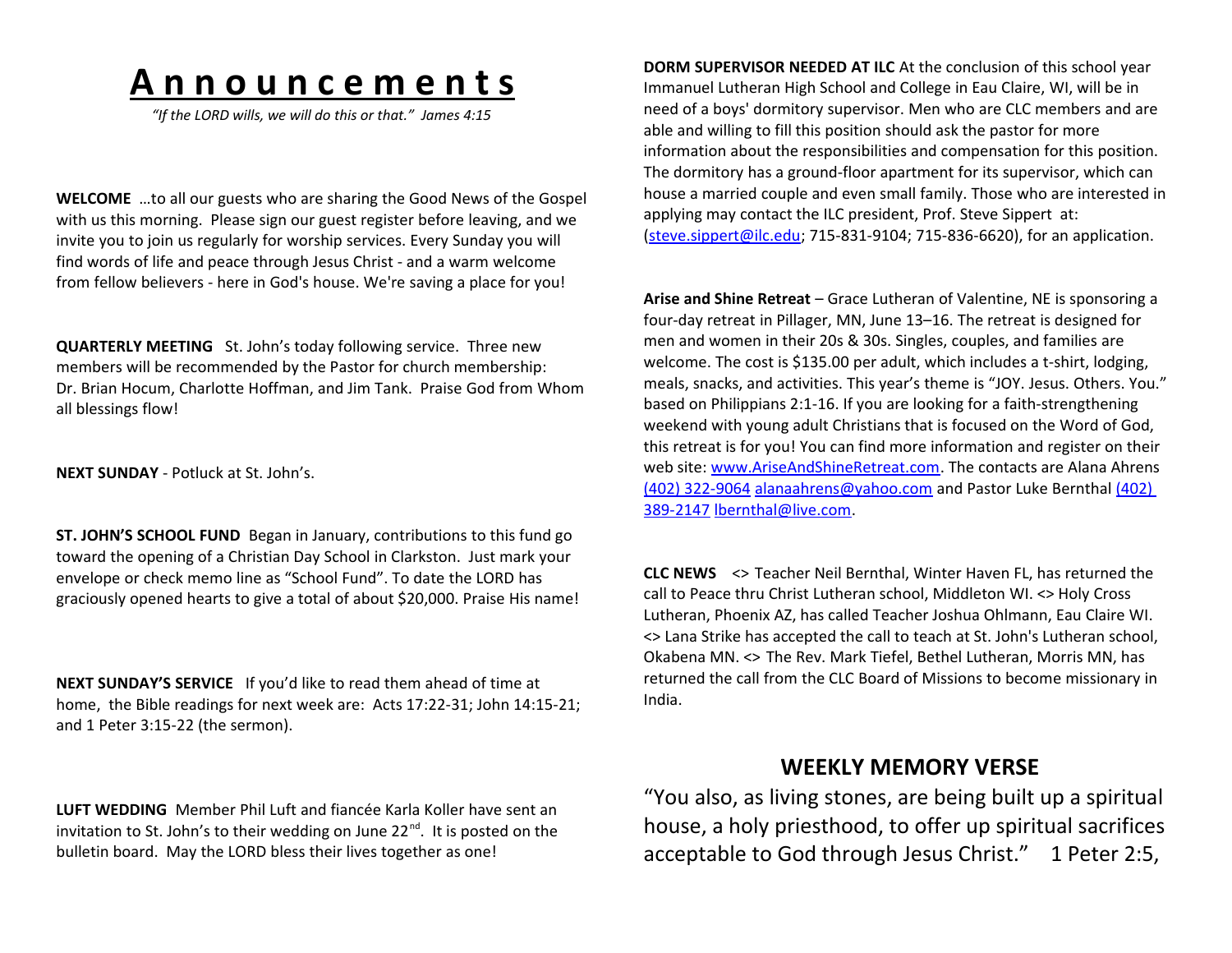# Announcements

*"If the LORD wills, we will do this or that." James 4:15*

**WELCOME** …to all our guests who are sharing the Good News of the Gospel with us this morning. Please sign our guest register before leaving, and we invite you to join us regularly for worship services. Every Sunday you will find words of life and peace through Jesus Christ - and a warm welcome from fellow believers - here in God's house. We're saving a place for you!

**QUARTERLY MEETING** St. John's today following service. Three new members will be recommended by the Pastor for church membership: Dr. Brian Hocum, Charlotte Hoffman, and Jim Tank. Praise God from Whom all blessings flow!

**NEXT SUNDAY** - Potluck at St. John's.

**ST. JOHN'S SCHOOL FUND** Began in January, contributions to this fund go toward the opening of a Christian Day School in Clarkston. Just mark your envelope or check memo line as "School Fund". To date the LORD has graciously opened hearts to give a total of about $20,000. Praise His name!

**NEXT SUNDAY'S SERVICE** If you'd like to read them ahead of time at home, the Bible readings for next week are: Acts 17:22-31; John 14:15-21; and 1 Peter 3:15-22 (the sermon).

**LUFT WEDDING** Member Phil Luft and fiancée Karla Koller have sent an invitation to St. John's to their wedding on June 22nd. It is posted on the bulletin board. May the LORD bless their lives together as one!

**DORM SUPERVISOR NEEDED AT ILC** At the conclusion of this school year Immanuel Lutheran High School and College in Eau Claire, WI, will be in need of a boys' dormitory supervisor. Men who are CLC members and are able and willing to fill this position should ask the pastor for more information about the responsibilities and compensation for this position. The dormitory has a ground-floor apartment for its supervisor, which can house a married couple and even small family. Those who are interested in applying may contact the ILC president, Prof. Steve Sippert at: (steve.sippert@ilc.edu; 715-831-9104; 715-836-6620), for an application.

**Arise and Shine Retreat** – Grace Lutheran of Valentine, NE is sponsoring a four-day retreat in Pillager, MN, June 13–16. The retreat is designed for men and women in their 20s & 30s. Singles, couples, and families are welcome. The cost is $135.00 per adult, which includes a t-shirt, lodging, meals, snacks, and activities. This year's theme is "JOY. Jesus. Others. You." based on Philippians 2:1-16. If you are looking for a faith-strengthening weekend with young adult Christians that is focused on the Word of God, this retreat is for you! You can find more information and register on their web site: www.AriseAndShineRetreat.com. The contacts are Alana Ahrens (402) 322-9064 alanaahrens@yahoo.com and Pastor Luke Bernthal (402) 389-2147 lbernthal@live.com.

**CLC NEWS** <> Teacher Neil Bernthal, Winter Haven FL, has returned the call to Peace thru Christ Lutheran school, Middleton WI. <> Holy Cross Lutheran, Phoenix AZ, has called Teacher Joshua Ohlmann, Eau Claire WI. <> Lana Strike has accepted the call to teach at St. John's Lutheran school, Okabena MN. <> The Rev. Mark Tiefel, Bethel Lutheran, Morris MN, has returned the call from the CLC Board of Missions to become missionary in India.

## WEEKLY MEMORY VERSE

"You also, as living stones, are being built up a spiritual house, a holy priesthood, to offer up spiritual sacrifices acceptable to God through Jesus Christ." 1 Peter 2:5,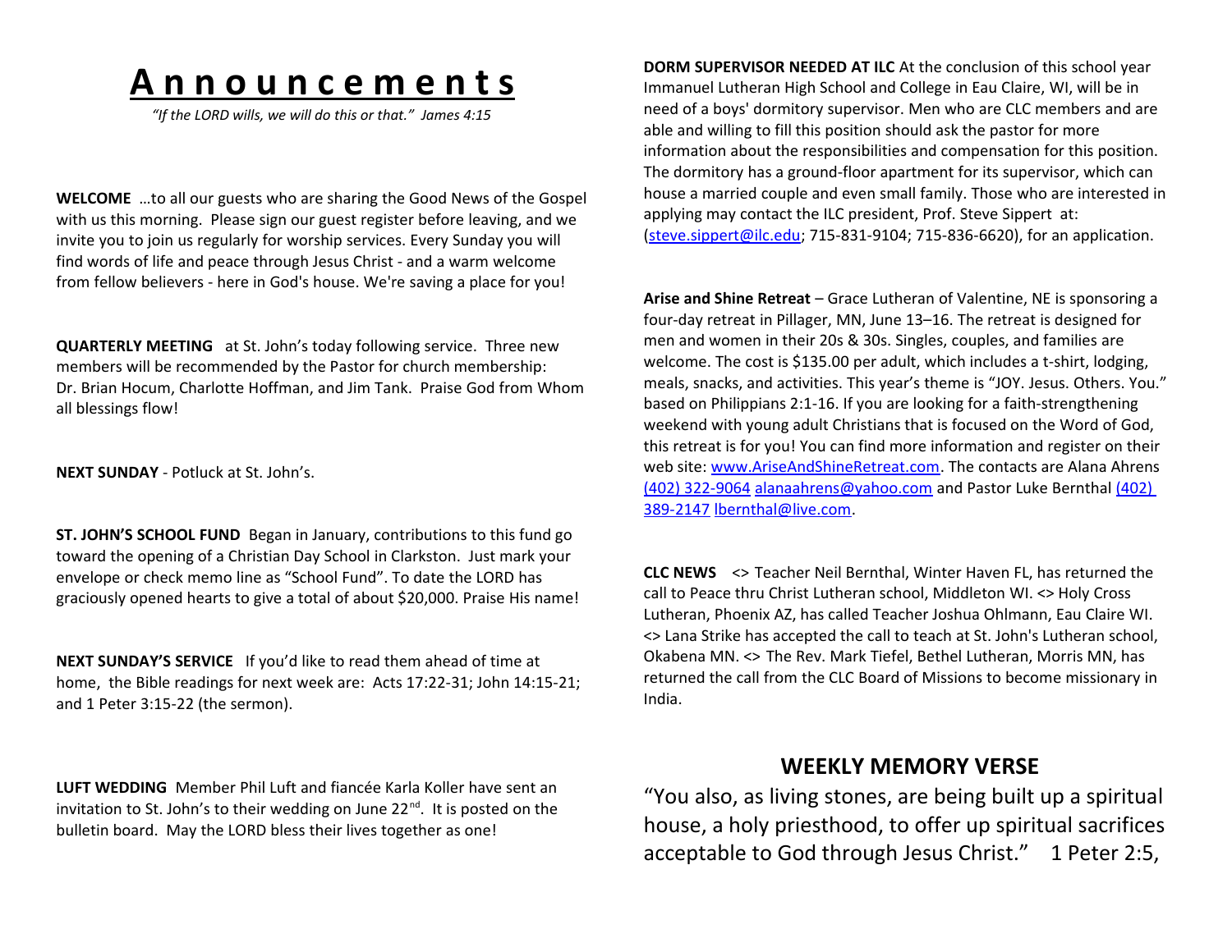# A n n o u n c e m e n t s

*"If the LORD wills, we will do this or that." James 4:15*

**WELCOME** …to all our guests who are sharing the Good News of the Gospel with us this morning. Please sign our guest register before leaving, and we invite you to join us regularly for worship services. Every Sunday you will find words of life and peace through Jesus Christ - and a warm welcome from fellow believers - here in God's house. We're saving a place for you!

**QUARTERLY MEETING** at St. John's today following service. Three new members will be recommended by the Pastor for church membership: Dr. Brian Hocum, Charlotte Hoffman, and Jim Tank. Praise God from Whom all blessings flow!

**NEXT SUNDAY** - Potluck at St. John's.

**ST. JOHN'S SCHOOL FUND** Began in January, contributions to this fund go toward the opening of a Christian Day School in Clarkston. Just mark your envelope or check memo line as "School Fund". To date the LORD has graciously opened hearts to give a total of about $20,000. Praise His name!

**NEXT SUNDAY'S SERVICE** If you'd like to read them ahead of time at home, the Bible readings for next week are: Acts 17:22-31; John 14:15-21; and 1 Peter 3:15-22 (the sermon).

**LUFT WEDDING** Member Phil Luft and fiancée Karla Koller have sent an invitation to St. John's to their wedding on June 22nd. It is posted on the bulletin board. May the LORD bless their lives together as one!

**DORM SUPERVISOR NEEDED AT ILC** At the conclusion of this school year Immanuel Lutheran High School and College in Eau Claire, WI, will be in need of a boys' dormitory supervisor. Men who are CLC members and are able and willing to fill this position should ask the pastor for more information about the responsibilities and compensation for this position. The dormitory has a ground-floor apartment for its supervisor, which can house a married couple and even small family. Those who are interested in applying may contact the ILC president, Prof. Steve Sippert at: (steve.sippert@ilc.edu; 715-831-9104; 715-836-6620), for an application.

**Arise and Shine Retreat** – Grace Lutheran of Valentine, NE is sponsoring a four-day retreat in Pillager, MN, June 13–16. The retreat is designed for men and women in their 20s & 30s. Singles, couples, and families are welcome. The cost is $135.00 per adult, which includes a t-shirt, lodging, meals, snacks, and activities. This year's theme is "JOY. Jesus. Others. You." based on Philippians 2:1-16. If you are looking for a faith-strengthening weekend with young adult Christians that is focused on the Word of God, this retreat is for you! You can find more information and register on their web site: www.AriseAndShineRetreat.com. The contacts are Alana Ahrens (402) 322-9064 alanaahrens@yahoo.com and Pastor Luke Bernthal (402) 389-2147 lbernthal@live.com.

**CLC NEWS** <> Teacher Neil Bernthal, Winter Haven FL, has returned the call to Peace thru Christ Lutheran school, Middleton WI. <> Holy Cross Lutheran, Phoenix AZ, has called Teacher Joshua Ohlmann, Eau Claire WI. <> Lana Strike has accepted the call to teach at St. John's Lutheran school, Okabena MN. <> The Rev. Mark Tiefel, Bethel Lutheran, Morris MN, has returned the call from the CLC Board of Missions to become missionary in India.

## WEEKLY MEMORY VERSE

"You also, as living stones, are being built up a spiritual house, a holy priesthood, to offer up spiritual sacrifices acceptable to God through Jesus Christ." 1 Peter 2:5,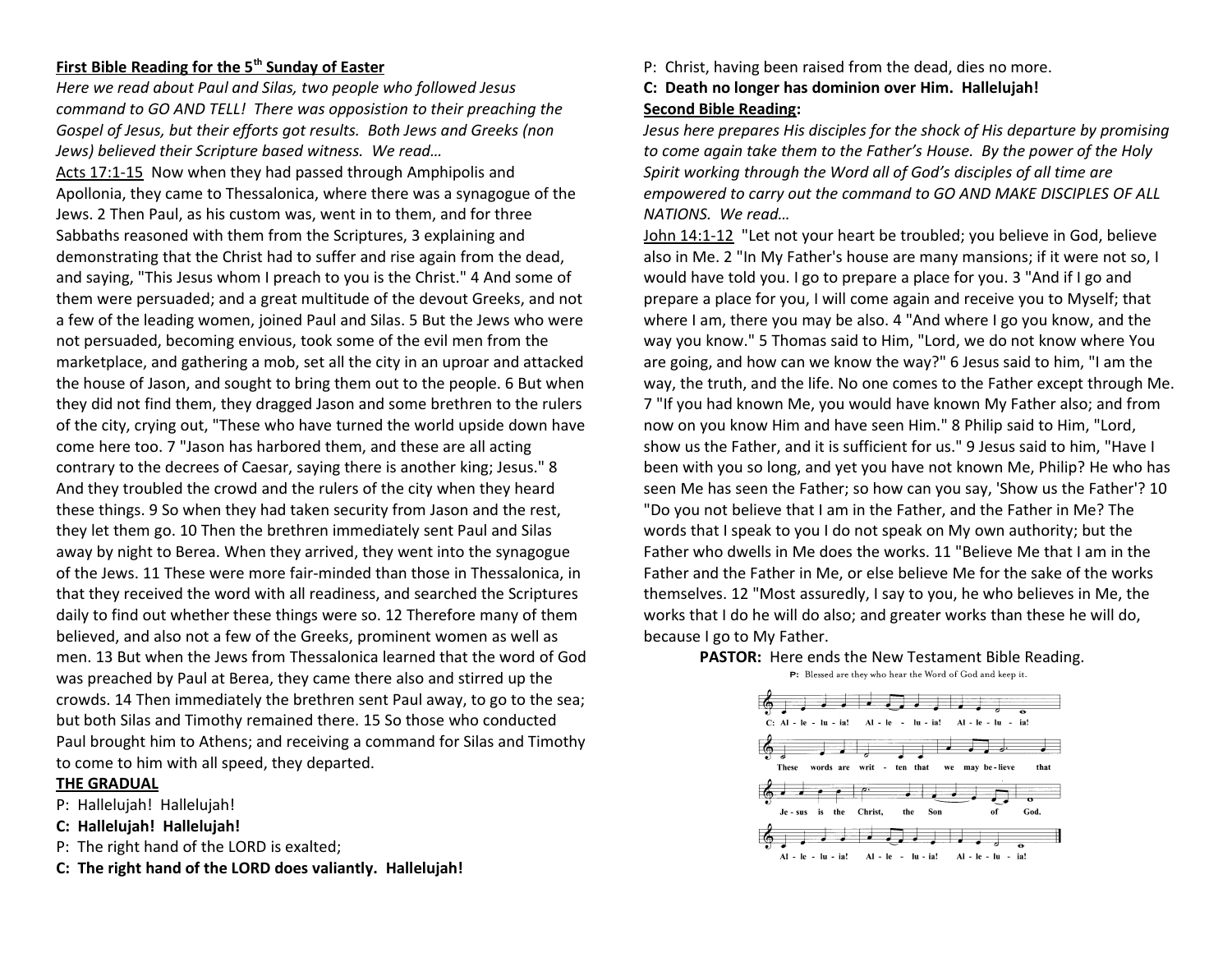**First Bible Reading for the 5th Sunday of Easter**

*Here we read about Paul and Silas, two people who followed Jesus command to GO AND TELL! There was opposistion to their preaching the Gospel of Jesus, but their efforts got results. Both Jews and Greeks (non Jews) believed their Scripture based witness. We read…*

Acts 17:1-15 Now when they had passed through Amphipolis and Apollonia, they came to Thessalonica, where there was a synagogue of the Jews. 2 Then Paul, as his custom was, went in to them, and for three Sabbaths reasoned with them from the Scriptures, 3 explaining and demonstrating that the Christ had to suffer and rise again from the dead, and saying, "This Jesus whom I preach to you is the Christ." 4 And some of them were persuaded; and a great multitude of the devout Greeks, and not a few of the leading women, joined Paul and Silas. 5 But the Jews who were not persuaded, becoming envious, took some of the evil men from the marketplace, and gathering a mob, set all the city in an uproar and attacked the house of Jason, and sought to bring them out to the people. 6 But when they did not find them, they dragged Jason and some brethren to the rulers of the city, crying out, "These who have turned the world upside down have come here too. 7 "Jason has harbored them, and these are all acting contrary to the decrees of Caesar, saying there is another king; Jesus." 8 And they troubled the crowd and the rulers of the city when they heard these things. 9 So when they had taken security from Jason and the rest, they let them go. 10 Then the brethren immediately sent Paul and Silas away by night to Berea. When they arrived, they went into the synagogue of the Jews. 11 These were more fair-minded than those in Thessalonica, in that they received the word with all readiness, and searched the Scriptures daily to find out whether these things were so. 12 Therefore many of them believed, and also not a few of the Greeks, prominent women as well as men. 13 But when the Jews from Thessalonica learned that the word of God was preached by Paul at Berea, they came there also and stirred up the crowds. 14 Then immediately the brethren sent Paul away, to go to the sea; but both Silas and Timothy remained there. 15 So those who conducted Paul brought him to Athens; and receiving a command for Silas and Timothy to come to him with all speed, they departed.

**THE GRADUAL**

P: Hallelujah! Hallelujah!

**C: Hallelujah! Hallelujah!**

P: The right hand of the LORD is exalted;

**C: The right hand of the LORD does valiantly. Hallelujah!**

P: Christ, having been raised from the dead, dies no more.

**C: Death no longer has dominion over Him. Hallelujah!**

**Second Bible Reading:**

*Jesus here prepares His disciples for the shock of His departure by promising to come again take them to the Father's House. By the power of the Holy Spirit working through the Word all of God's disciples of all time are empowered to carry out the command to GO AND MAKE DISCIPLES OF ALL NATIONS. We read…*

John 14:1-12 "Let not your heart be troubled; you believe in God, believe also in Me. 2 "In My Father's house are many mansions; if it were not so, I would have told you. I go to prepare a place for you. 3 "And if I go and prepare a place for you, I will come again and receive you to Myself; that where I am, there you may be also. 4 "And where I go you know, and the way you know." 5 Thomas said to Him, "Lord, we do not know where You are going, and how can we know the way?" 6 Jesus said to him, "I am the way, the truth, and the life. No one comes to the Father except through Me. 7 "If you had known Me, you would have known My Father also; and from now on you know Him and have seen Him." 8 Philip said to Him, "Lord, show us the Father, and it is sufficient for us." 9 Jesus said to him, "Have I been with you so long, and yet you have not known Me, Philip? He who has seen Me has seen the Father; so how can you say, 'Show us the Father'? 10 "Do you not believe that I am in the Father, and the Father in Me? The words that I speak to you I do not speak on My own authority; but the Father who dwells in Me does the works. 11 "Believe Me that I am in the Father and the Father in Me, or else believe Me for the sake of the works themselves. 12 "Most assuredly, I say to you, he who believes in Me, the works that I do he will do also; and greater works than these he will do, because I go to My Father.

**PASTOR:** Here ends the New Testament Bible Reading.

P: Blessed are they who hear the Word of God and keep it.

C: Al - le - lu - ia! Al - le - lu - ia! Al - le - lu - ia!

These words are writ - ten that we may be - lieve that

Je - sus is the Christ, the Son of God.

Al - le - lu - ia! Al - le - lu - ia! Al - le - lu - ia!